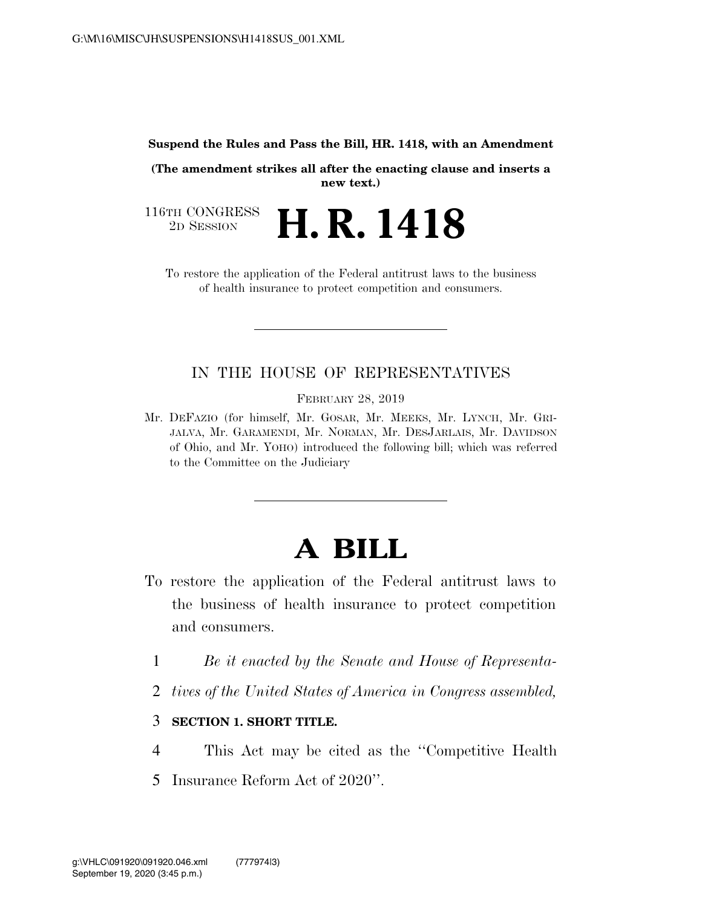**Suspend the Rules and Pass the Bill, HR. 1418, with an Amendment**

**(The amendment strikes all after the enacting clause and inserts a new text.)**

116TH CONGRESS
2D SESSION

# H. R. 1418

To restore the application of the Federal antitrust laws to the business of health insurance to protect competition and consumers.

---

IN THE HOUSE OF REPRESENTATIVES

FEBRUARY 28, 2019

Mr. DEFAZIO (for himself, Mr. GOSAR, Mr. MEEKS, Mr. LYNCH, Mr. GRIJALVA, Mr. GARAMENDI, Mr. NORMAN, Mr. DESJARLAIS, Mr. DAVIDSON of Ohio, and Mr. YOHO) introduced the following bill; which was referred to the Committee on the Judiciary

---

# A BILL

To restore the application of the Federal antitrust laws to the business of health insurance to protect competition and consumers.

1 *Be it enacted by the Senate and House of Representa-*
2 *tives of the United States of America in Congress assembled,*

3 **SECTION 1. SHORT TITLE.**

4 This Act may be cited as the ''Competitive Health
5 Insurance Reform Act of 2020''.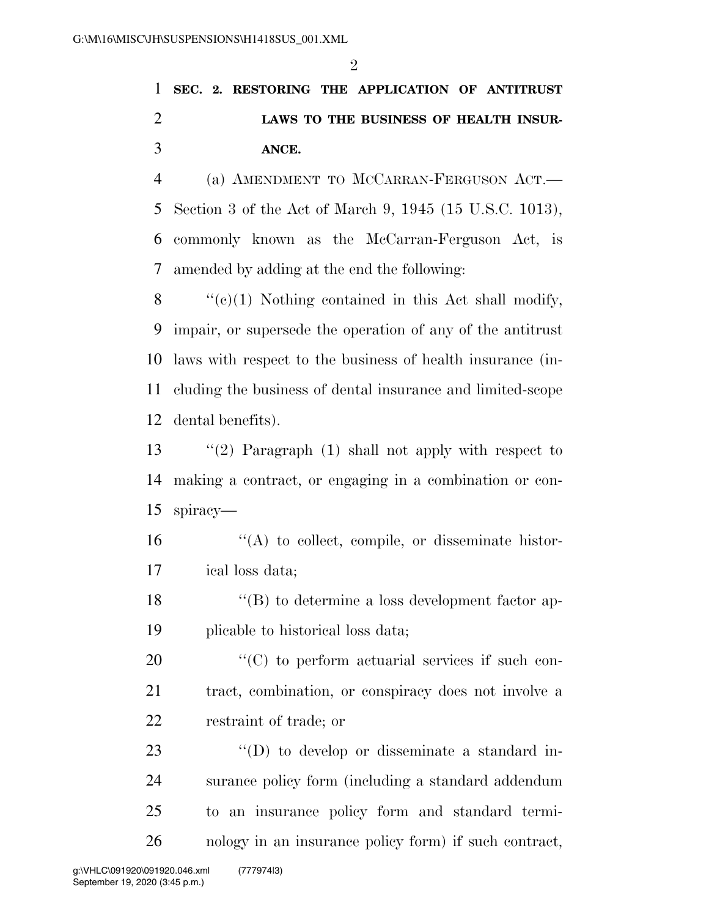**SEC. 2. RESTORING THE APPLICATION OF ANTITRUST LAWS TO THE BUSINESS OF HEALTH INSURANCE.**

(a) AMENDMENT TO MCCARRAN-FERGUSON ACT.—Section 3 of the Act of March 9, 1945 (15 U.S.C. 1013), commonly known as the McCarran-Ferguson Act, is amended by adding at the end the following:

"(c)(1) Nothing contained in this Act shall modify, impair, or supersede the operation of any of the antitrust laws with respect to the business of health insurance (including the business of dental insurance and limited-scope dental benefits).

"(2) Paragraph (1) shall not apply with respect to making a contract, or engaging in a combination or conspiracy—

"(A) to collect, compile, or disseminate historical loss data;

"(B) to determine a loss development factor applicable to historical loss data;

"(C) to perform actuarial services if such contract, combination, or conspiracy does not involve a restraint of trade; or

"(D) to develop or disseminate a standard insurance policy form (including a standard addendum to an insurance policy form and standard terminology in an insurance policy form) if such contract,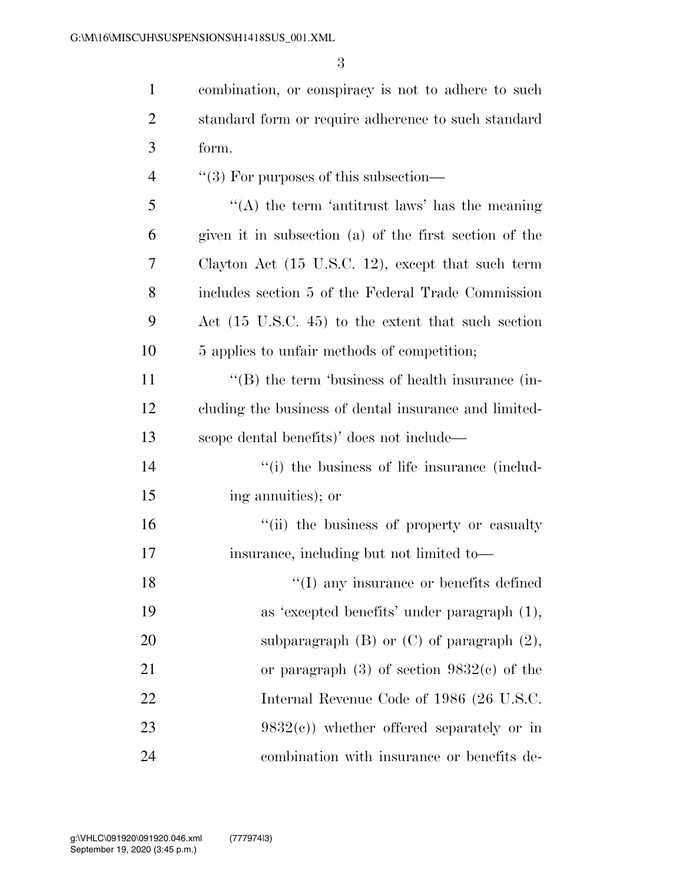combination, or conspiracy is not to adhere to such standard form or require adherence to such standard form.

''(3) For purposes of this subsection—

''(A) the term 'antitrust laws' has the meaning given it in subsection (a) of the first section of the Clayton Act (15 U.S.C. 12), except that such term includes section 5 of the Federal Trade Commission Act (15 U.S.C. 45) to the extent that such section 5 applies to unfair methods of competition;

''(B) the term 'business of health insurance (including the business of dental insurance and limited-scope dental benefits)' does not include—

''(i) the business of life insurance (including annuities); or

''(ii) the business of property or casualty insurance, including but not limited to—

''(I) any insurance or benefits defined as 'excepted benefits' under paragraph (1), subparagraph (B) or (C) of paragraph (2), or paragraph (3) of section 9832(c) of the Internal Revenue Code of 1986 (26 U.S.C. 9832(c)) whether offered separately or in combination with insurance or benefits de-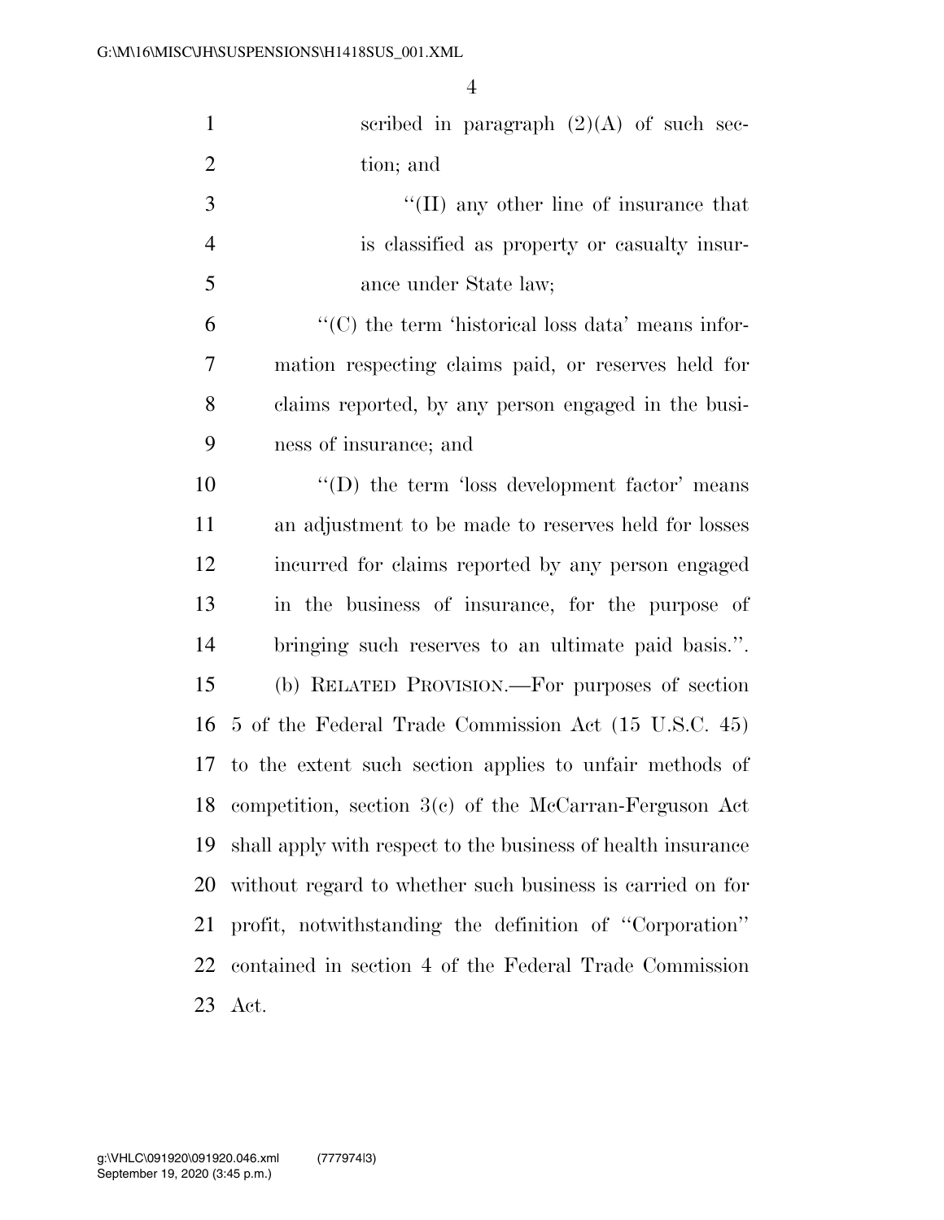scribed in paragraph (2)(A) of such section; and

''(II) any other line of insurance that is classified as property or casualty insurance under State law;

''(C) the term 'historical loss data' means information respecting claims paid, or reserves held for claims reported, by any person engaged in the business of insurance; and

''(D) the term 'loss development factor' means an adjustment to be made to reserves held for losses incurred for claims reported by any person engaged in the business of insurance, for the purpose of bringing such reserves to an ultimate paid basis.''.

(b) RELATED PROVISION.—For purposes of section 5 of the Federal Trade Commission Act (15 U.S.C. 45) to the extent such section applies to unfair methods of competition, section 3(c) of the McCarran-Ferguson Act shall apply with respect to the business of health insurance without regard to whether such business is carried on for profit, notwithstanding the definition of ''Corporation'' contained in section 4 of the Federal Trade Commission Act.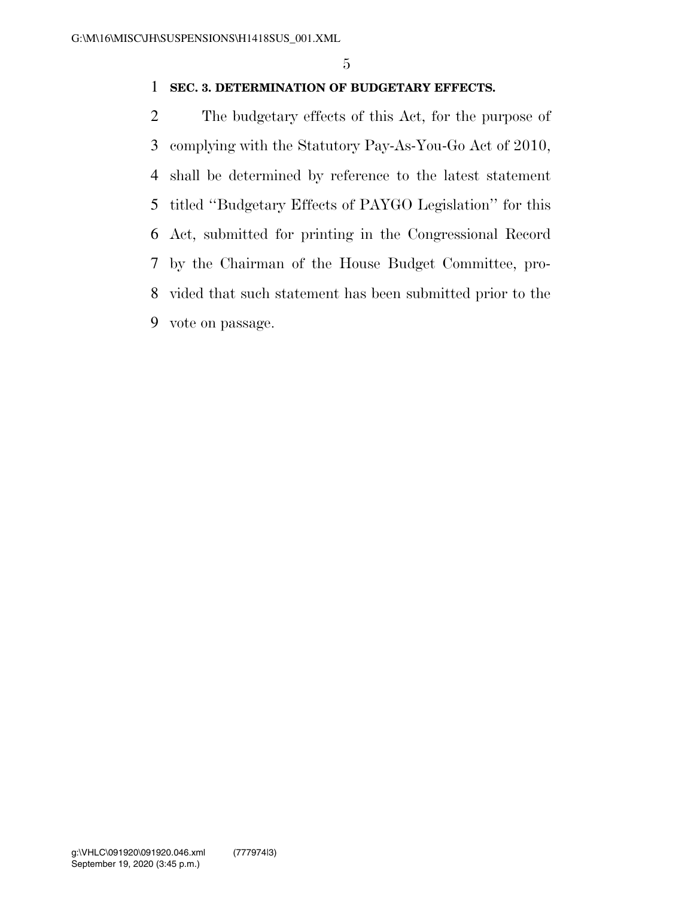**SEC. 3. DETERMINATION OF BUDGETARY EFFECTS.**

The budgetary effects of this Act, for the purpose of complying with the Statutory Pay-As-You-Go Act of 2010, shall be determined by reference to the latest statement titled ''Budgetary Effects of PAYGO Legislation'' for this Act, submitted for printing in the Congressional Record by the Chairman of the House Budget Committee, provided that such statement has been submitted prior to the vote on passage.